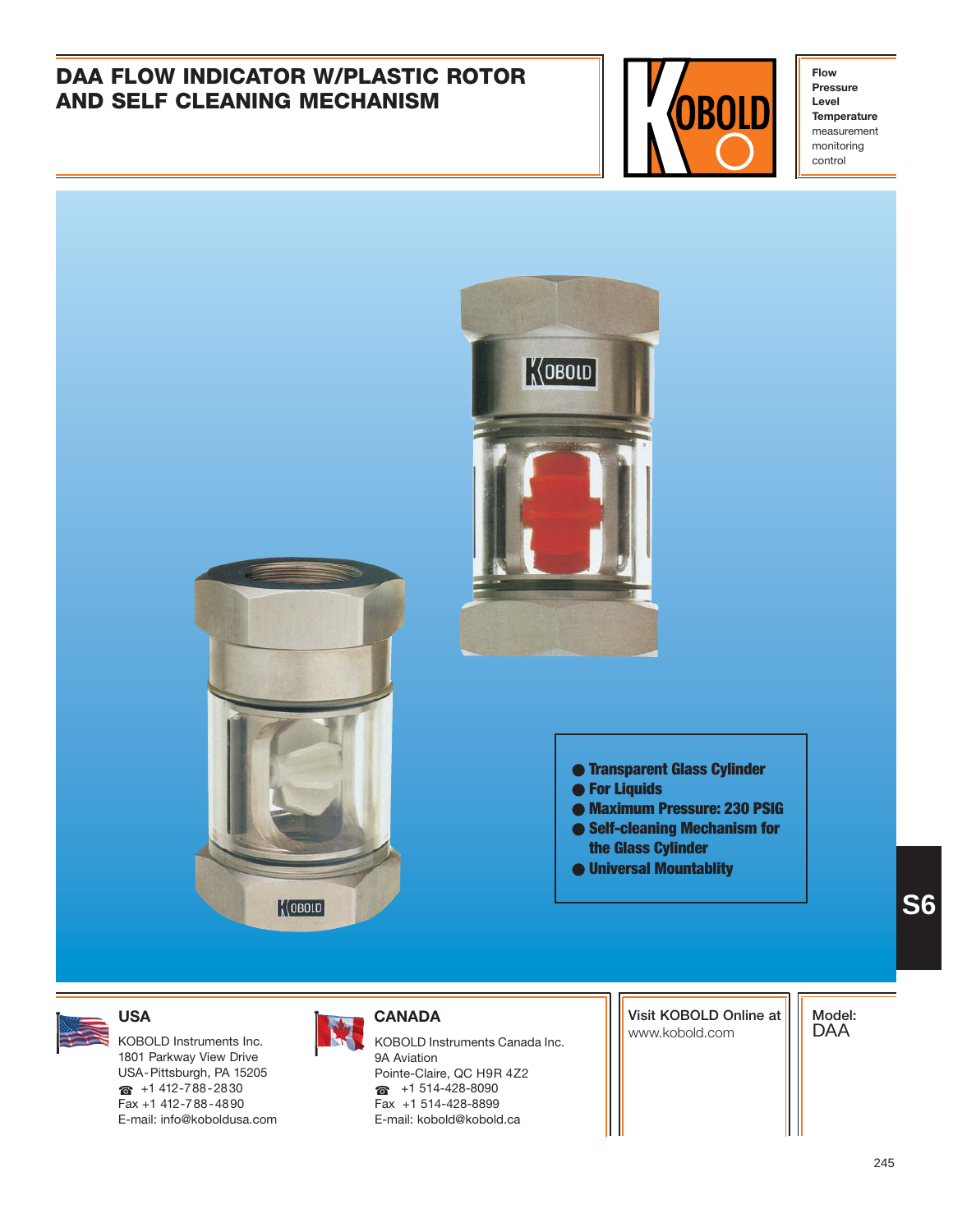# DAA FLOW INDICATOR W/PLASTIC ROTOR AND SELF CLEANING MECHANISM

**Flow**
**Pressure**
**Level**
**Temperature**
measurement
monitoring
control

- **Transparent Glass Cylinder**
- **For Liquids**
- **Maximum Pressure: 230 PSIG**
- **Self-cleaning Mechanism for the Glass Cylinder**
- **Universal Mountablity**

S6

### USA

KOBOLD Instruments Inc.
1801 Parkway View Drive
USA-Pittsburgh, PA 15205
☎ +1 412-788-2830
Fax +1 412-788-4890
E-mail: info@koboldusa.com

### CANADA

KOBOLD Instruments Canada Inc.
9A Aviation
Pointe-Claire, QC H9R 4Z2
☎ +1 514-428-8090
Fax +1 514-428-8899
E-mail: kobold@kobold.ca

Visit KOBOLD Online at
www.kobold.com

Model:
DAA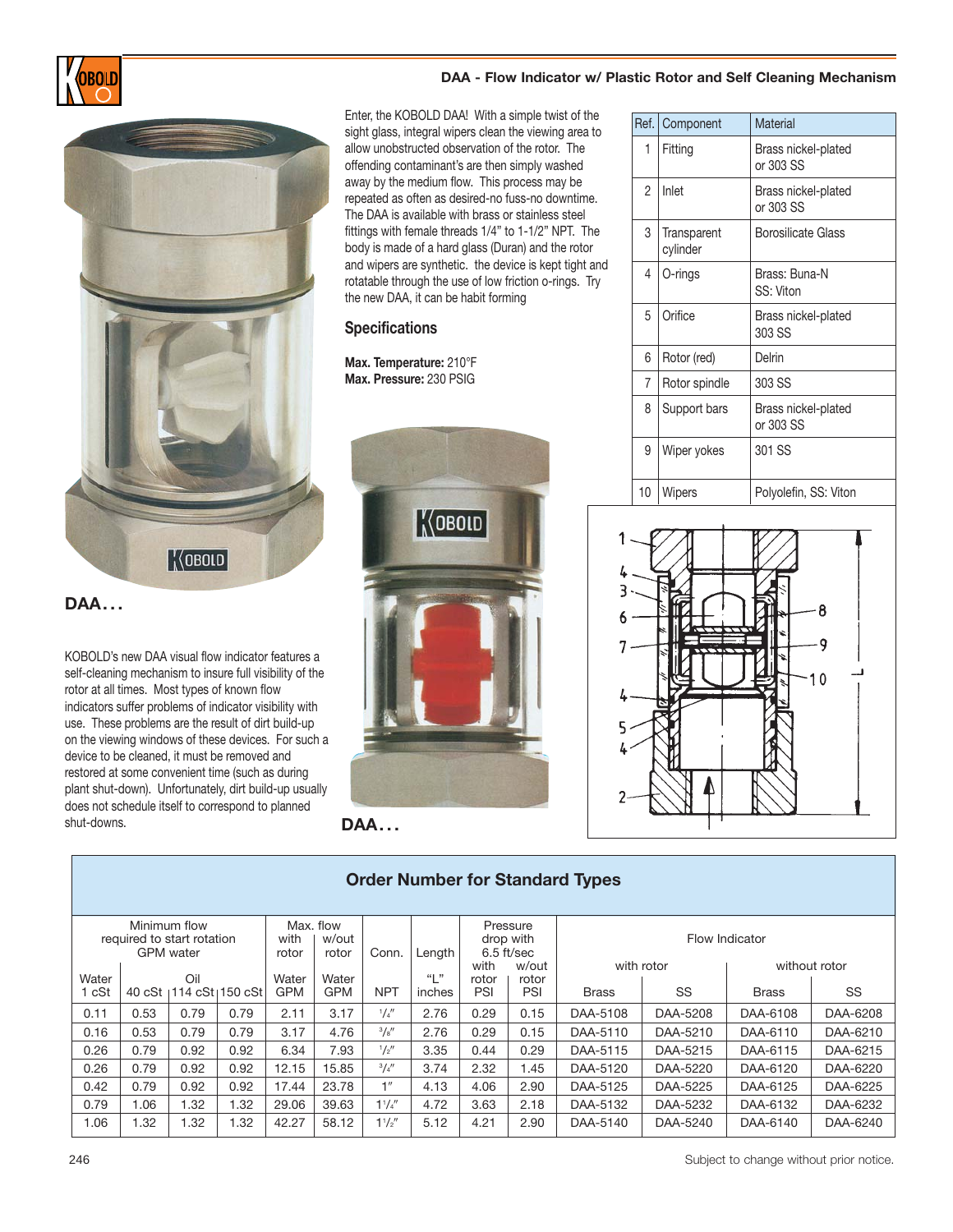## DAA - Flow Indicator w/ Plastic Rotor and Self Cleaning Mechanism

DAA...

KOBOLD's new DAA visual flow indicator features a self-cleaning mechanism to insure full visibility of the rotor at all times. Most types of known flow indicators suffer problems of indicator visibility with use. These problems are the result of dirt build-up on the viewing windows of these devices. For such a device to be cleaned, it must be removed and restored at some convenient time (such as during plant shut-down). Unfortunately, dirt build-up usually does not schedule itself to correspond to planned shut-downs.

Enter, the KOBOLD DAA! With a simple twist of the sight glass, integral wipers clean the viewing area to allow unobstructed observation of the rotor. The offending contaminant's are then simply washed away by the medium flow. This process may be repeated as often as desired-no fuss-no downtime. The DAA is available with brass or stainless steel fittings with female threads 1/4" to 1-1/2" NPT. The body is made of a hard glass (Duran) and the rotor and wipers are synthetic. the device is kept tight and rotatable through the use of low friction o-rings. Try the new DAA, it can be habit forming

### Specifications

**Max. Temperature:** 210°F
**Max. Pressure:** 230 PSIG

DAA...

| Ref. | Component | Material |
|---|---|---|
| 1 | Fitting | Brass nickel-plated or 303 SS |
| 2 | Inlet | Brass nickel-plated or 303 SS |
| 3 | Transparent cylinder | Borosilicate Glass |
| 4 | O-rings | Brass: Buna-N SS: Viton |
| 5 | Orifice | Brass nickel-plated 303 SS |
| 6 | Rotor (red) | Delrin |
| 7 | Rotor spindle | 303 SS |
| 8 | Support bars | Brass nickel-plated or 303 SS |
| 9 | Wiper yokes | 301 SS |
| 10 | Wipers | Polyolefin, SS: Viton |

### Order Number for Standard Types

| Minimum flow required to start rotation GPM water | | | | Max. flow with rotor | Max. flow w/out rotor | Conn. | Length | Pressure drop with 6.5 ft/sec with rotor | Pressure drop with 6.5 ft/sec w/out rotor | Flow Indicator with rotor | | Flow Indicator without rotor | |
|---|---|---|---|---|---|---|---|---|---|---|---|---|---|
| Water 1 cSt | Oil 40 cSt | Oil 114 cSt | Oil 150 cSt | Water GPM | Water GPM | NPT | "L" inches | PSI | PSI | Brass | SS | Brass | SS |
| 0.11 | 0.53 | 0.79 | 0.79 | 2.11 | 3.17 | 1/4" | 2.76 | 0.29 | 0.15 | DAA-5108 | DAA-5208 | DAA-6108 | DAA-6208 |
| 0.16 | 0.53 | 0.79 | 0.79 | 3.17 | 4.76 | 3/8" | 2.76 | 0.29 | 0.15 | DAA-5110 | DAA-5210 | DAA-6110 | DAA-6210 |
| 0.26 | 0.79 | 0.92 | 0.92 | 6.34 | 7.93 | 1/2" | 3.35 | 0.44 | 0.29 | DAA-5115 | DAA-5215 | DAA-6115 | DAA-6215 |
| 0.26 | 0.79 | 0.92 | 0.92 | 12.15 | 15.85 | 3/4" | 3.74 | 2.32 | 1.45 | DAA-5120 | DAA-5220 | DAA-6120 | DAA-6220 |
| 0.42 | 0.79 | 0.92 | 0.92 | 17.44 | 23.78 | 1" | 4.13 | 4.06 | 2.90 | DAA-5125 | DAA-5225 | DAA-6125 | DAA-6225 |
| 0.79 | 1.06 | 1.32 | 1.32 | 29.06 | 39.63 | 1 1/4" | 4.72 | 3.63 | 2.18 | DAA-5132 | DAA-5232 | DAA-6132 | DAA-6232 |
| 1.06 | 1.32 | 1.32 | 1.32 | 42.27 | 58.12 | 1 1/2" | 5.12 | 4.21 | 2.90 | DAA-5140 | DAA-5240 | DAA-6140 | DAA-6240 |

Subject to change without prior notice.